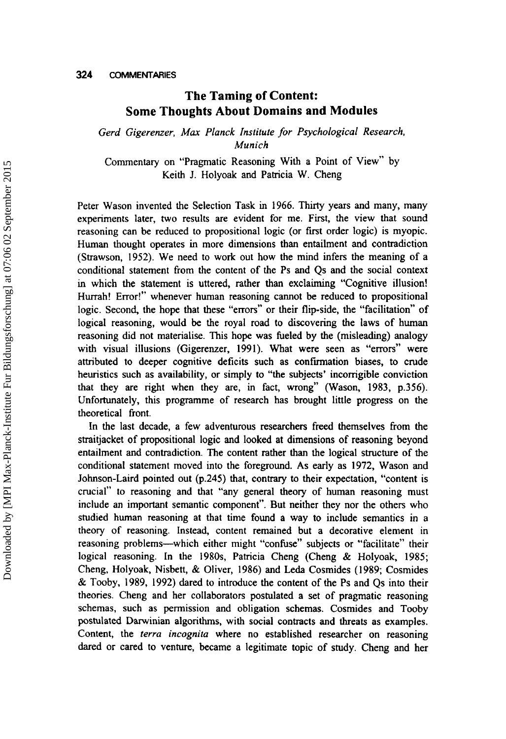# The Taming of Content: Some Thoughts About Domains and Modules

*Gerd Gigerenzer, Max Planck Institute for Psychological Research, Munich*

Commentary on "Pragmatic Reasoning With a Point of View" by Keith J. Holyoak and Patricia W. Cheng

Peter Wason invented the Selection Task in 1966. Thirty years and many, many experiments later, two results are evident for me. First, the view that sound reasoning can be reduced to propositional logic (or first order logic) is myopic. Human thought operates in more dimensions than entailment and contradiction (Strawson, 1952). We need to work out how the mind infers the meaning of a conditional statement from the content of the Ps and Qs and the social context in which the statement is uttered, rather than exclaiming "Cognitive illusion! Hurrah! Error!" whenever human reasoning cannot be reduced to propositional logic. Second, the hope that these "errors" or their flip-side, the "facilitation" of logical reasoning, would be the royal road to discovering the laws of human reasoning did not materialise. This hope was fueled by the (misleading) analogy with visual illusions (Gigerenzer, 1991). What were seen as "errors" were attributed to deeper cognitive deficits such as confirmation biases, to crude heuristics such as availability, or simply to "the subjects' incorrigible conviction that they are right when they are, in fact, wrong" (Wason, 1983, p.356). Unfortunately, this programme of research has brought little progress on the theoretical front.

In the last decade, a few adventurous researchers freed themselves from the straitjacket of propositional logic and looked at dimensions of reasoning beyond entailment and contradiction. The content rather than the logical structure of the conditional statement moved into the foreground. As early as 1972, Wason and Johnson-Laird pointed out (p.245) that, contrary to their expectation, "content is crucial" to reasoning and that "any general theory of human reasoning must include an important semantic component". But neither they nor the others who studied human reasoning at that time found a way to include semantics in a theory of reasoning. Instead, content remained but a decorative element in reasoning problems—which either might "confuse" subjects or "facilitate" their logical reasoning. In the 1980s, Patricia Cheng (Cheng & Holyoak, 1985; Cheng, Holyoak, Nisbett, & Oliver, 1986) and Leda Cosmides (1989; Cosmides & Tooby, 1989, 1992) dared to introduce the content of the Ps and Qs into their theories. Cheng and her collaborators postulated a set of pragmatic reasoning schemas, such as permission and obligation schemas. Cosmides and Tooby postulated Darwinian algorithms, with social contracts and threats as examples. Content, the *terra incognita* where no established researcher on reasoning dared or cared to venture, became a legitimate topic of study. Cheng and her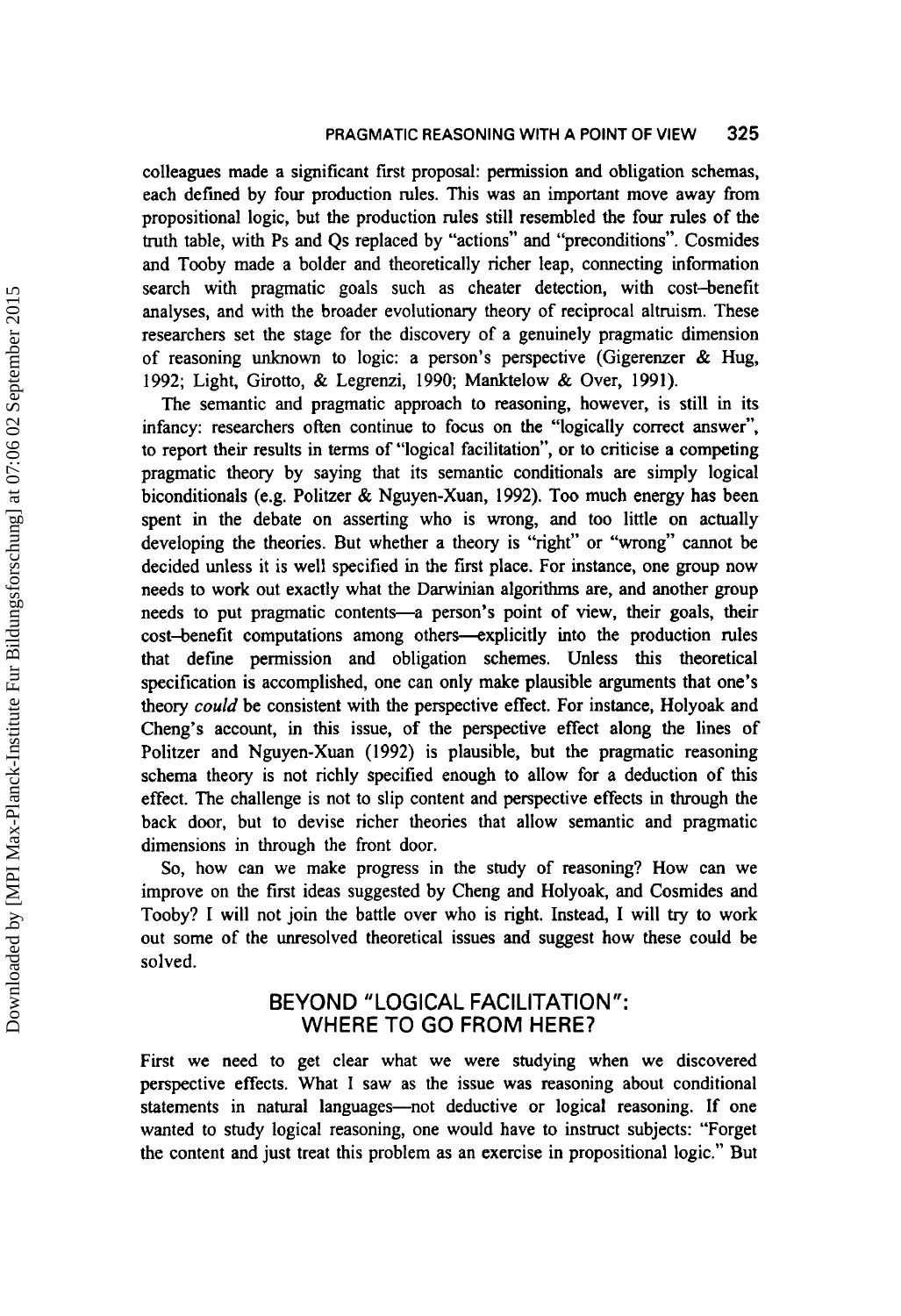colleagues made a significant first proposal: permission and obligation schemas, each defined by four production rules. This was an important move away from propositional logic, but the production rules still resembled the four rules of the truth table, with Ps and Qs replaced by "actions" and "preconditions". Cosmides and Tooby made a bolder and theoretically richer leap, connecting information search with pragmatic goals such as cheater detection, with cost–benefit analyses, and with the broader evolutionary theory of reciprocal altruism. These researchers set the stage for the discovery of a genuinely pragmatic dimension of reasoning unknown to logic: a person's perspective (Gigerenzer & Hug, 1992; Light, Girotto, & Legrenzi, 1990; Manktelow & Over, 1991).

The semantic and pragmatic approach to reasoning, however, is still in its infancy: researchers often continue to focus on the "logically correct answer", to report their results in terms of "logical facilitation", or to criticise a competing pragmatic theory by saying that its semantic conditionals are simply logical biconditionals (e.g. Politzer & Nguyen-Xuan, 1992). Too much energy has been spent in the debate on asserting who is wrong, and too little on actually developing the theories. But whether a theory is "right" or "wrong" cannot be decided unless it is well specified in the first place. For instance, one group now needs to work out exactly what the Darwinian algorithms are, and another group needs to put pragmatic contents—a person's point of view, their goals, their cost–benefit computations among others—explicitly into the production rules that define permission and obligation schemes. Unless this theoretical specification is accomplished, one can only make plausible arguments that one's theory *could* be consistent with the perspective effect. For instance, Holyoak and Cheng's account, in this issue, of the perspective effect along the lines of Politzer and Nguyen-Xuan (1992) is plausible, but the pragmatic reasoning schema theory is not richly specified enough to allow for a deduction of this effect. The challenge is not to slip content and perspective effects in through the back door, but to devise richer theories that allow semantic and pragmatic dimensions in through the front door.

So, how can we make progress in the study of reasoning? How can we improve on the first ideas suggested by Cheng and Holyoak, and Cosmides and Tooby? I will not join the battle over who is right. Instead, I will try to work out some of the unresolved theoretical issues and suggest how these could be solved.

## BEYOND "LOGICAL FACILITATION": WHERE TO GO FROM HERE?

First we need to get clear what we were studying when we discovered perspective effects. What I saw as the issue was reasoning about conditional statements in natural languages—not deductive or logical reasoning. If one wanted to study logical reasoning, one would have to instruct subjects: "Forget the content and just treat this problem as an exercise in propositional logic." But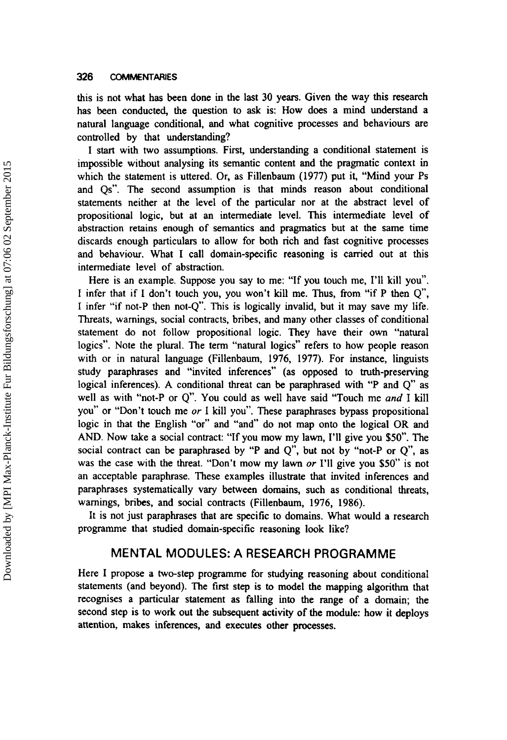this is not what has been done in the last 30 years. Given the way this research has been conducted, the question to ask is: How does a mind understand a natural language conditional, and what cognitive processes and behaviours are controlled by that understanding?

I start with two assumptions. First, understanding a conditional statement is impossible without analysing its semantic content and the pragmatic context in which the statement is uttered. Or, as Fillenbaum (1977) put it, "Mind your Ps and Qs". The second assumption is that minds reason about conditional statements neither at the level of the particular nor at the abstract level of propositional logic, but at an intermediate level. This intermediate level of abstraction retains enough of semantics and pragmatics but at the same time discards enough particulars to allow for both rich and fast cognitive processes and behaviour. What I call domain-specific reasoning is carried out at this intermediate level of abstraction.

Here is an example. Suppose you say to me: "If you touch me, I'll kill you". I infer that if I don't touch you, you won't kill me. Thus, from "if P then Q", I infer "if not-P then not-Q". This is logically invalid, but it may save my life. Threats, warnings, social contracts, bribes, and many other classes of conditional statement do not follow propositional logic. They have their own "natural logics". Note the plural. The term "natural logics" refers to how people reason with or in natural language (Fillenbaum, 1976, 1977). For instance, linguists study paraphrases and "invited inferences" (as opposed to truth-preserving logical inferences). A conditional threat can be paraphrased with "P and Q" as well as with "not-P or Q". You could as well have said "Touch me *and* I kill you" or "Don't touch me *or* I kill you". These paraphrases bypass propositional logic in that the English "or" and "and" do not map onto the logical OR and AND. Now take a social contract: "If you mow my lawn, I'll give you $50". The social contract can be paraphrased by "P and Q", but not by "not-P or Q", as was the case with the threat. "Don't mow my lawn *or* I'll give you $50" is not an acceptable paraphrase. These examples illustrate that invited inferences and paraphrases systematically vary between domains, such as conditional threats, warnings, bribes, and social contracts (Fillenbaum, 1976, 1986).

It is not just paraphrases that are specific to domains. What would a research programme that studied domain-specific reasoning look like?

## MENTAL MODULES: A RESEARCH PROGRAMME

Here I propose a two-step programme for studying reasoning about conditional statements (and beyond). The first step is to model the mapping algorithm that recognises a particular statement as falling into the range of a domain; the second step is to work out the subsequent activity of the module: how it deploys attention, makes inferences, and executes other processes.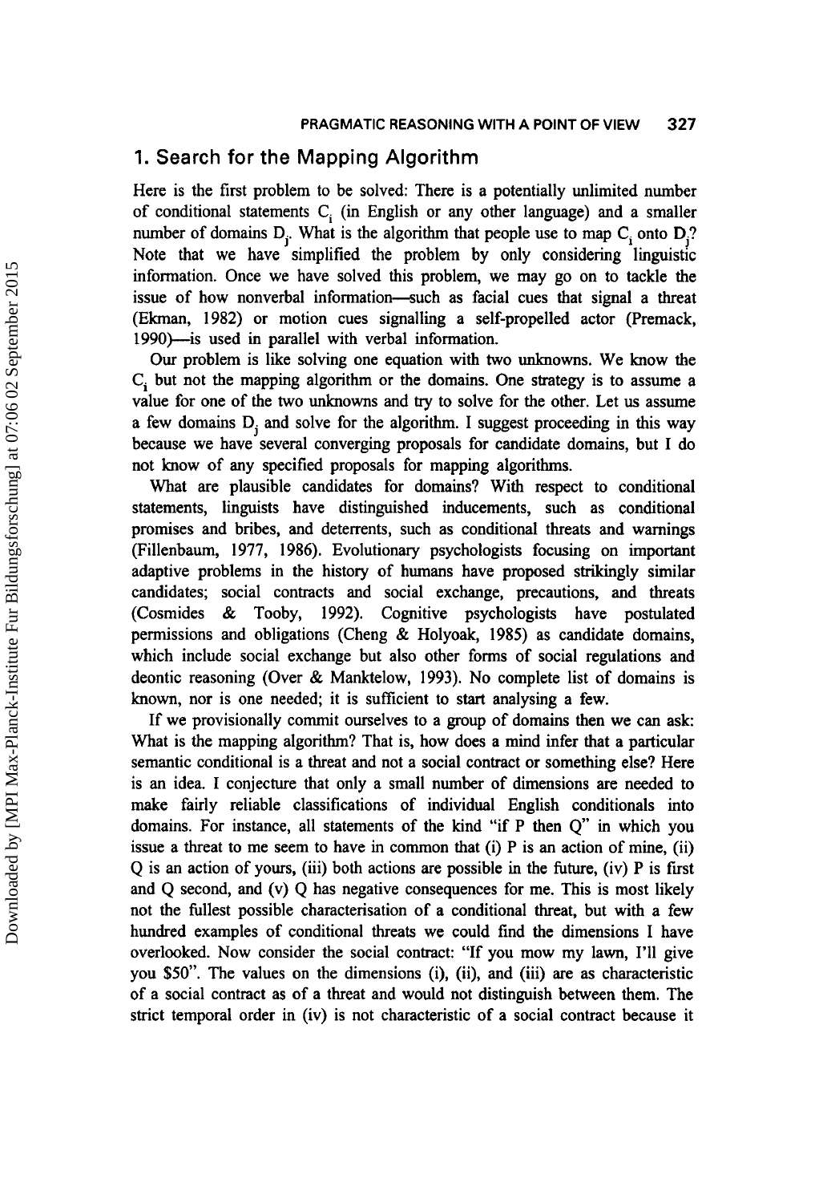## 1. Search for the Mapping Algorithm

Here is the first problem to be solved: There is a potentially unlimited number of conditional statements $C_i$ (in English or any other language) and a smaller number of domains $D_j$. What is the algorithm that people use to map $C_i$ onto $D_j$? Note that we have simplified the problem by only considering linguistic information. Once we have solved this problem, we may go on to tackle the issue of how nonverbal information—such as facial cues that signal a threat (Ekman, 1982) or motion cues signalling a self-propelled actor (Premack, 1990)—is used in parallel with verbal information.

Our problem is like solving one equation with two unknowns. We know the $C_i$ but not the mapping algorithm or the domains. One strategy is to assume a value for one of the two unknowns and try to solve for the other. Let us assume a few domains $D_j$ and solve for the algorithm. I suggest proceeding in this way because we have several converging proposals for candidate domains, but I do not know of any specified proposals for mapping algorithms.

What are plausible candidates for domains? With respect to conditional statements, linguists have distinguished inducements, such as conditional promises and bribes, and deterrents, such as conditional threats and warnings (Fillenbaum, 1977, 1986). Evolutionary psychologists focusing on important adaptive problems in the history of humans have proposed strikingly similar candidates; social contracts and social exchange, precautions, and threats (Cosmides & Tooby, 1992). Cognitive psychologists have postulated permissions and obligations (Cheng & Holyoak, 1985) as candidate domains, which include social exchange but also other forms of social regulations and deontic reasoning (Over & Manktelow, 1993). No complete list of domains is known, nor is one needed; it is sufficient to start analysing a few.

If we provisionally commit ourselves to a group of domains then we can ask: What is the mapping algorithm? That is, how does a mind infer that a particular semantic conditional is a threat and not a social contract or something else? Here is an idea. I conjecture that only a small number of dimensions are needed to make fairly reliable classifications of individual English conditionals into domains. For instance, all statements of the kind "if P then Q" in which you issue a threat to me seem to have in common that (i) P is an action of mine, (ii) Q is an action of yours, (iii) both actions are possible in the future, (iv) P is first and Q second, and (v) Q has negative consequences for me. This is most likely not the fullest possible characterisation of a conditional threat, but with a few hundred examples of conditional threats we could find the dimensions I have overlooked. Now consider the social contract: "If you mow my lawn, I'll give you $50". The values on the dimensions (i), (ii), and (iii) are as characteristic of a social contract as of a threat and would not distinguish between them. The strict temporal order in (iv) is not characteristic of a social contract because it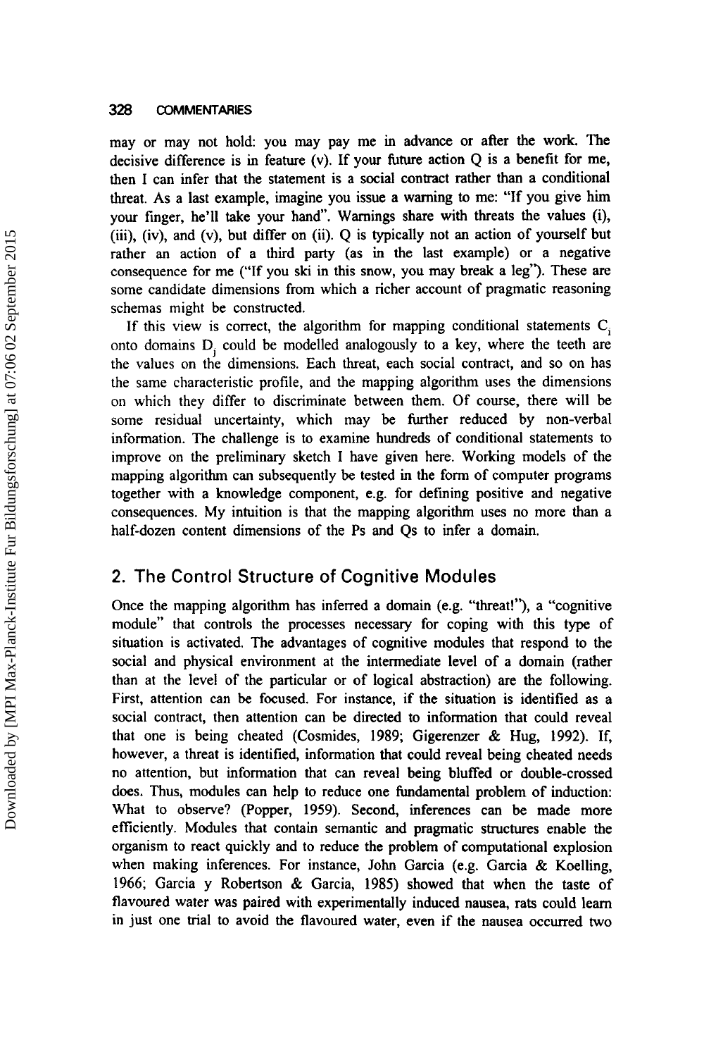may or may not hold: you may pay me in advance or after the work. The decisive difference is in feature (v). If your future action Q is a benefit for me, then I can infer that the statement is a social contract rather than a conditional threat. As a last example, imagine you issue a warning to me: "If you give him your finger, he'll take your hand". Warnings share with threats the values (i), (iii), (iv), and (v), but differ on (ii). Q is typically not an action of yourself but rather an action of a third party (as in the last example) or a negative consequence for me ("If you ski in this snow, you may break a leg"). These are some candidate dimensions from which a richer account of pragmatic reasoning schemas might be constructed.

If this view is correct, the algorithm for mapping conditional statements $C_i$ onto domains $D_j$ could be modelled analogously to a key, where the teeth are the values on the dimensions. Each threat, each social contract, and so on has the same characteristic profile, and the mapping algorithm uses the dimensions on which they differ to discriminate between them. Of course, there will be some residual uncertainty, which may be further reduced by non-verbal information. The challenge is to examine hundreds of conditional statements to improve on the preliminary sketch I have given here. Working models of the mapping algorithm can subsequently be tested in the form of computer programs together with a knowledge component, e.g. for defining positive and negative consequences. My intuition is that the mapping algorithm uses no more than a half-dozen content dimensions of the Ps and Qs to infer a domain.

## 2. The Control Structure of Cognitive Modules

Once the mapping algorithm has inferred a domain (e.g. "threat!"), a "cognitive module" that controls the processes necessary for coping with this type of situation is activated. The advantages of cognitive modules that respond to the social and physical environment at the intermediate level of a domain (rather than at the level of the particular or of logical abstraction) are the following. First, attention can be focused. For instance, if the situation is identified as a social contract, then attention can be directed to information that could reveal that one is being cheated (Cosmides, 1989; Gigerenzer & Hug, 1992). If, however, a threat is identified, information that could reveal being cheated needs no attention, but information that can reveal being bluffed or double-crossed does. Thus, modules can help to reduce one fundamental problem of induction: What to observe? (Popper, 1959). Second, inferences can be made more efficiently. Modules that contain semantic and pragmatic structures enable the organism to react quickly and to reduce the problem of computational explosion when making inferences. For instance, John Garcia (e.g. Garcia & Koelling, 1966; Garcia y Robertson & Garcia, 1985) showed that when the taste of flavoured water was paired with experimentally induced nausea, rats could learn in just one trial to avoid the flavoured water, even if the nausea occurred two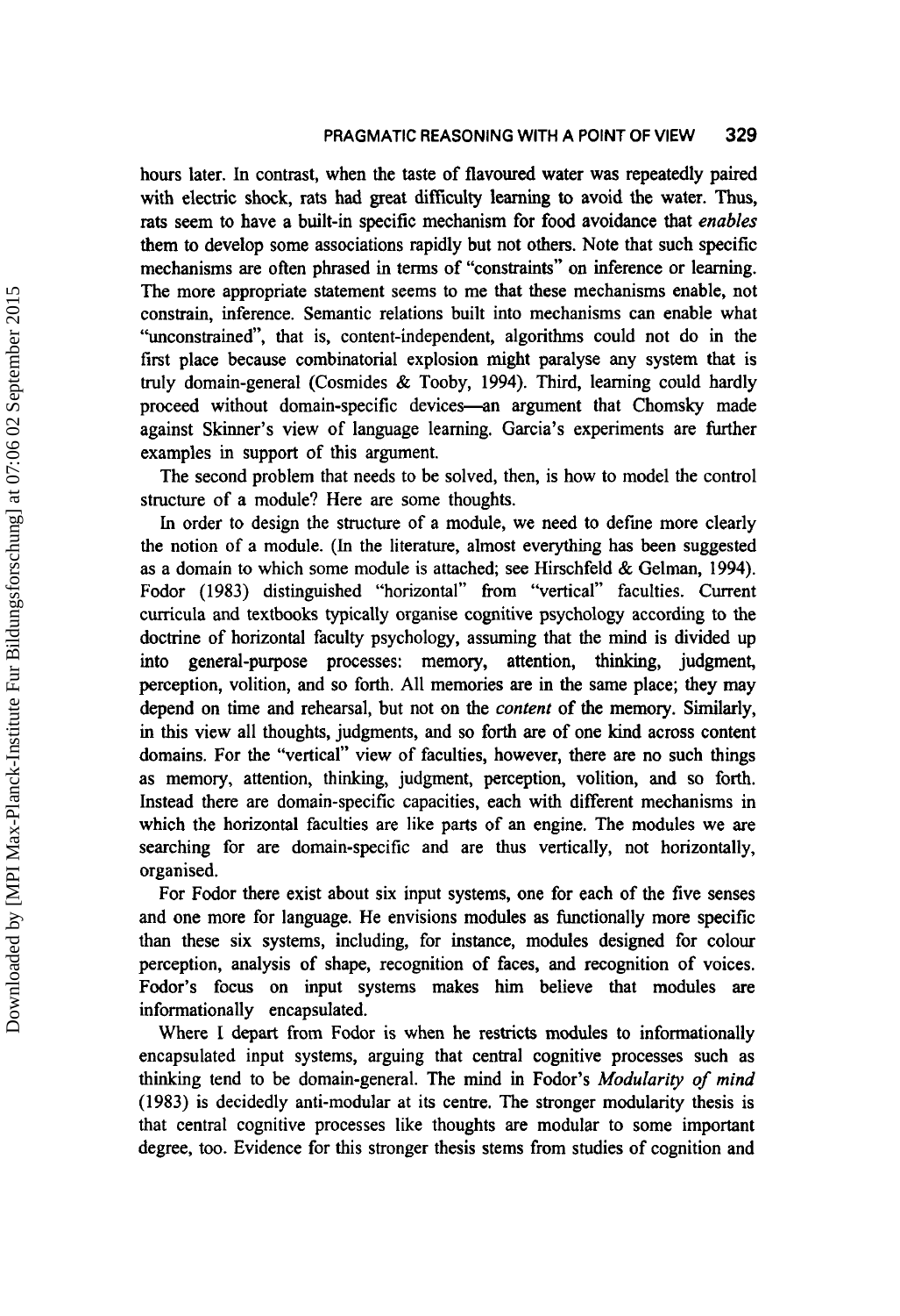hours later. In contrast, when the taste of flavoured water was repeatedly paired with electric shock, rats had great difficulty learning to avoid the water. Thus, rats seem to have a built-in specific mechanism for food avoidance that *enables* them to develop some associations rapidly but not others. Note that such specific mechanisms are often phrased in terms of "constraints" on inference or learning. The more appropriate statement seems to me that these mechanisms enable, not constrain, inference. Semantic relations built into mechanisms can enable what "unconstrained", that is, content-independent, algorithms could not do in the first place because combinatorial explosion might paralyse any system that is truly domain-general (Cosmides & Tooby, 1994). Third, learning could hardly proceed without domain-specific devices—an argument that Chomsky made against Skinner's view of language learning. Garcia's experiments are further examples in support of this argument.

The second problem that needs to be solved, then, is how to model the control structure of a module? Here are some thoughts.

In order to design the structure of a module, we need to define more clearly the notion of a module. (In the literature, almost everything has been suggested as a domain to which some module is attached; see Hirschfeld & Gelman, 1994). Fodor (1983) distinguished "horizontal" from "vertical" faculties. Current curricula and textbooks typically organise cognitive psychology according to the doctrine of horizontal faculty psychology, assuming that the mind is divided up into general-purpose processes: memory, attention, thinking, judgment, perception, volition, and so forth. All memories are in the same place; they may depend on time and rehearsal, but not on the *content* of the memory. Similarly, in this view all thoughts, judgments, and so forth are of one kind across content domains. For the "vertical" view of faculties, however, there are no such things as memory, attention, thinking, judgment, perception, volition, and so forth. Instead there are domain-specific capacities, each with different mechanisms in which the horizontal faculties are like parts of an engine. The modules we are searching for are domain-specific and are thus vertically, not horizontally, organised.

For Fodor there exist about six input systems, one for each of the five senses and one more for language. He envisions modules as functionally more specific than these six systems, including, for instance, modules designed for colour perception, analysis of shape, recognition of faces, and recognition of voices. Fodor's focus on input systems makes him believe that modules are informationally encapsulated.

Where I depart from Fodor is when he restricts modules to informationally encapsulated input systems, arguing that central cognitive processes such as thinking tend to be domain-general. The mind in Fodor's *Modularity of mind* (1983) is decidedly anti-modular at its centre. The stronger modularity thesis is that central cognitive processes like thoughts are modular to some important degree, too. Evidence for this stronger thesis stems from studies of cognition and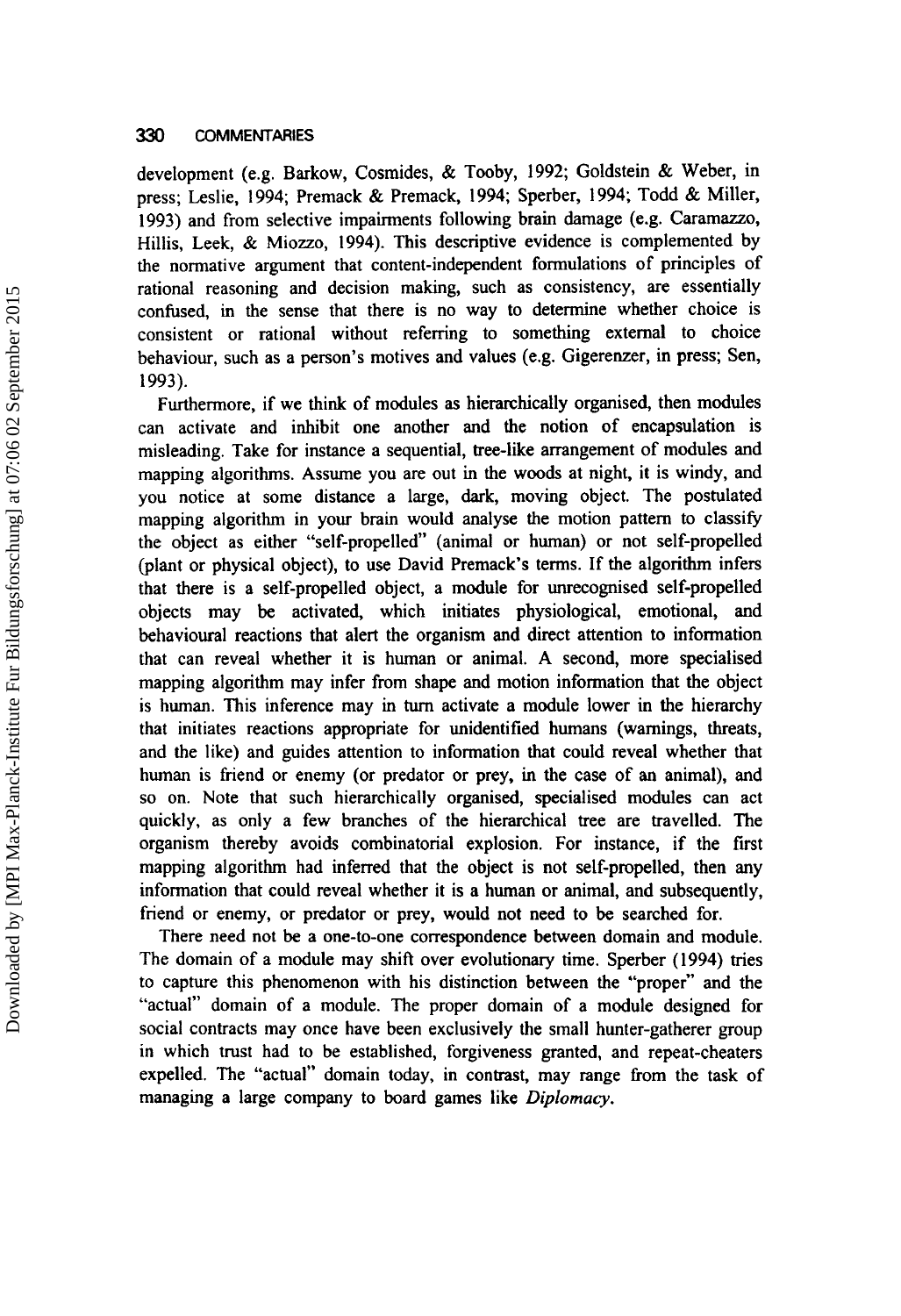development (e.g. Barkow, Cosmides, & Tooby, 1992; Goldstein & Weber, in press; Leslie, 1994; Premack & Premack, 1994; Sperber, 1994; Todd & Miller, 1993) and from selective impairments following brain damage (e.g. Caramazzo, Hillis, Leek, & Miozzo, 1994). This descriptive evidence is complemented by the normative argument that content-independent formulations of principles of rational reasoning and decision making, such as consistency, are essentially confused, in the sense that there is no way to determine whether choice is consistent or rational without referring to something external to choice behaviour, such as a person's motives and values (e.g. Gigerenzer, in press; Sen, 1993).

Furthermore, if we think of modules as hierarchically organised, then modules can activate and inhibit one another and the notion of encapsulation is misleading. Take for instance a sequential, tree-like arrangement of modules and mapping algorithms. Assume you are out in the woods at night, it is windy, and you notice at some distance a large, dark, moving object. The postulated mapping algorithm in your brain would analyse the motion pattern to classify the object as either "self-propelled" (animal or human) or not self-propelled (plant or physical object), to use David Premack's terms. If the algorithm infers that there is a self-propelled object, a module for unrecognised self-propelled objects may be activated, which initiates physiological, emotional, and behavioural reactions that alert the organism and direct attention to information that can reveal whether it is human or animal. A second, more specialised mapping algorithm may infer from shape and motion information that the object is human. This inference may in turn activate a module lower in the hierarchy that initiates reactions appropriate for unidentified humans (warnings, threats, and the like) and guides attention to information that could reveal whether that human is friend or enemy (or predator or prey, in the case of an animal), and so on. Note that such hierarchically organised, specialised modules can act quickly, as only a few branches of the hierarchical tree are travelled. The organism thereby avoids combinatorial explosion. For instance, if the first mapping algorithm had inferred that the object is not self-propelled, then any information that could reveal whether it is a human or animal, and subsequently, friend or enemy, or predator or prey, would not need to be searched for.

There need not be a one-to-one correspondence between domain and module. The domain of a module may shift over evolutionary time. Sperber (1994) tries to capture this phenomenon with his distinction between the "proper" and the "actual" domain of a module. The proper domain of a module designed for social contracts may once have been exclusively the small hunter-gatherer group in which trust had to be established, forgiveness granted, and repeat-cheaters expelled. The "actual" domain today, in contrast, may range from the task of managing a large company to board games like *Diplomacy*.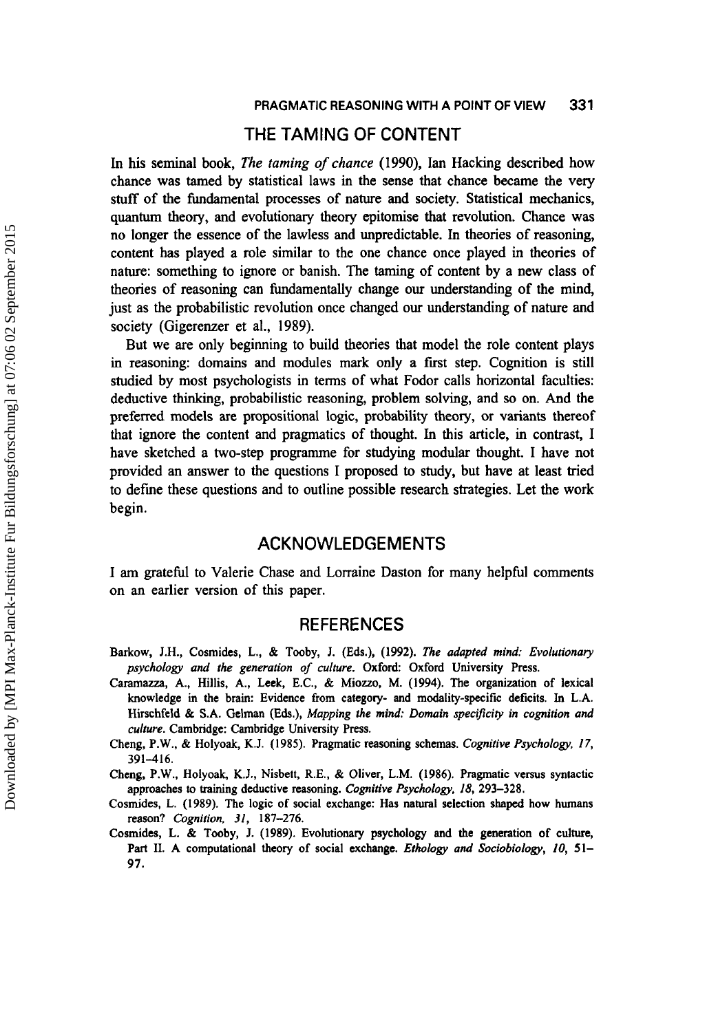## THE TAMING OF CONTENT

In his seminal book, *The taming of chance* (1990), Ian Hacking described how chance was tamed by statistical laws in the sense that chance became the very stuff of the fundamental processes of nature and society. Statistical mechanics, quantum theory, and evolutionary theory epitomise that revolution. Chance was no longer the essence of the lawless and unpredictable. In theories of reasoning, content has played a role similar to the one chance once played in theories of nature: something to ignore or banish. The taming of content by a new class of theories of reasoning can fundamentally change our understanding of the mind, just as the probabilistic revolution once changed our understanding of nature and society (Gigerenzer et al., 1989).

But we are only beginning to build theories that model the role content plays in reasoning: domains and modules mark only a first step. Cognition is still studied by most psychologists in terms of what Fodor calls horizontal faculties: deductive thinking, probabilistic reasoning, problem solving, and so on. And the preferred models are propositional logic, probability theory, or variants thereof that ignore the content and pragmatics of thought. In this article, in contrast, I have sketched a two-step programme for studying modular thought. I have not provided an answer to the questions I proposed to study, but have at least tried to define these questions and to outline possible research strategies. Let the work begin.

## ACKNOWLEDGEMENTS

I am grateful to Valerie Chase and Lorraine Daston for many helpful comments on an earlier version of this paper.

## REFERENCES

Barkow, J.H., Cosmides, L., & Tooby, J. (Eds.), (1992). *The adapted mind: Evolutionary psychology and the generation of culture*. Oxford: Oxford University Press.

Caramazza, A., Hillis, A., Leek, E.C., & Miozzo, M. (1994). The organization of lexical knowledge in the brain: Evidence from category- and modality-specific deficits. In L.A. Hirschfeld & S.A. Gelman (Eds.), *Mapping the mind: Domain specificity in cognition and culture*. Cambridge: Cambridge University Press.

Cheng, P.W., & Holyoak, K.J. (1985). Pragmatic reasoning schemas. *Cognitive Psychology, 17*, 391–416.

Cheng, P.W., Holyoak, K.J., Nisbett, R.E., & Oliver, L.M. (1986). Pragmatic versus syntactic approaches to training deductive reasoning. *Cognitive Psychology, 18*, 293–328.

Cosmides, L. (1989). The logic of social exchange: Has natural selection shaped how humans reason? *Cognition, 31*, 187–276.

Cosmides, L. & Tooby, J. (1989). Evolutionary psychology and the generation of culture, Part II. A computational theory of social exchange. *Ethology and Sociobiology, 10*, 51–97.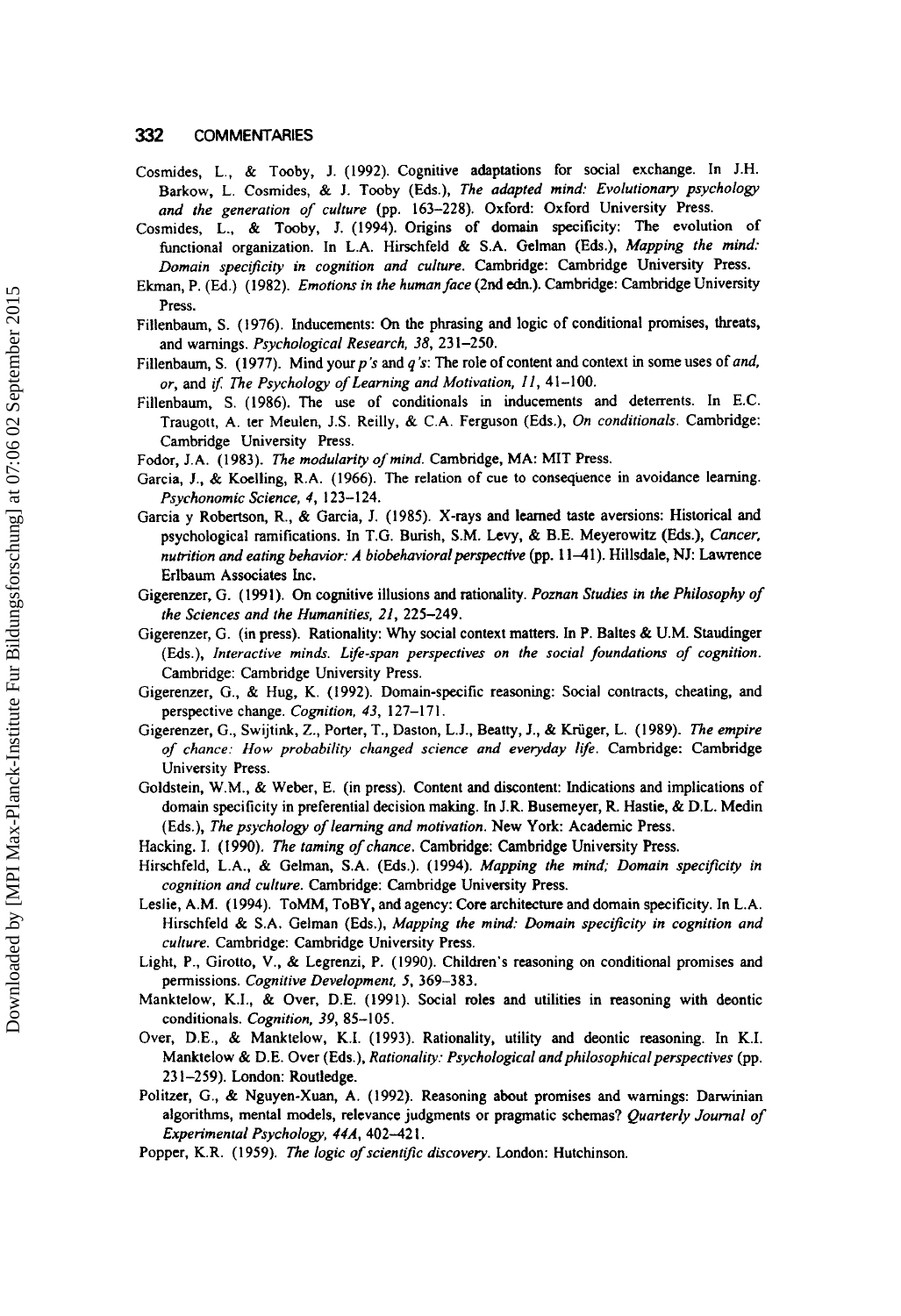Cosmides, L., & Tooby, J. (1992). Cognitive adaptations for social exchange. In J.H. Barkow, L. Cosmides, & J. Tooby (Eds.), *The adapted mind: Evolutionary psychology and the generation of culture* (pp. 163–228). Oxford: Oxford University Press.

Cosmides, L., & Tooby, J. (1994). Origins of domain specificity: The evolution of functional organization. In L.A. Hirschfeld & S.A. Gelman (Eds.), *Mapping the mind: Domain specificity in cognition and culture*. Cambridge: Cambridge University Press.

Ekman, P. (Ed.) (1982). *Emotions in the human face* (2nd edn.). Cambridge: Cambridge University Press.

Fillenbaum, S. (1976). Inducements: On the phrasing and logic of conditional promises, threats, and warnings. *Psychological Research, 38*, 231–250.

Fillenbaum, S. (1977). Mind your *p's* and *q's*: The role of content and context in some uses of *and*, *or*, and *if*. *The Psychology of Learning and Motivation, 11*, 41–100.

Fillenbaum, S. (1986). The use of conditionals in inducements and deterrents. In E.C. Traugott, A. ter Meulen, J.S. Reilly, & C.A. Ferguson (Eds.), *On conditionals*. Cambridge: Cambridge University Press.

Fodor, J.A. (1983). *The modularity of mind*. Cambridge, MA: MIT Press.

Garcia, J., & Koelling, R.A. (1966). The relation of cue to consequence in avoidance learning. *Psychonomic Science, 4*, 123–124.

Garcia y Robertson, R., & Garcia, J. (1985). X-rays and learned taste aversions: Historical and psychological ramifications. In T.G. Burish, S.M. Levy, & B.E. Meyerowitz (Eds.), *Cancer, nutrition and eating behavior: A biobehavioral perspective* (pp. 11–41). Hillsdale, NJ: Lawrence Erlbaum Associates Inc.

Gigerenzer, G. (1991). On cognitive illusions and rationality. *Poznan Studies in the Philosophy of the Sciences and the Humanities, 21*, 225–249.

Gigerenzer, G. (in press). Rationality: Why social context matters. In P. Baltes & U.M. Staudinger (Eds.), *Interactive minds. Life-span perspectives on the social foundations of cognition*. Cambridge: Cambridge University Press.

Gigerenzer, G., & Hug, K. (1992). Domain-specific reasoning: Social contracts, cheating, and perspective change. *Cognition, 43*, 127–171.

Gigerenzer, G., Swijtink, Z., Porter, T., Daston, L.J., Beatty, J., & Krüger, L. (1989). *The empire of chance: How probability changed science and everyday life*. Cambridge: Cambridge University Press.

Goldstein, W.M., & Weber, E. (in press). Content and discontent: Indications and implications of domain specificity in preferential decision making. In J.R. Busemeyer, R. Hastie, & D.L. Medin (Eds.), *The psychology of learning and motivation*. New York: Academic Press.

Hacking, I. (1990). *The taming of chance*. Cambridge: Cambridge University Press.

Hirschfeld, L.A., & Gelman, S.A. (Eds.). (1994). *Mapping the mind; Domain specificity in cognition and culture*. Cambridge: Cambridge University Press.

Leslie, A.M. (1994). ToMM, ToBY, and agency: Core architecture and domain specificity. In L.A. Hirschfeld & S.A. Gelman (Eds.), *Mapping the mind: Domain specificity in cognition and culture*. Cambridge: Cambridge University Press.

Light, P., Girotto, V., & Legrenzi, P. (1990). Children's reasoning on conditional promises and permissions. *Cognitive Development, 5*, 369–383.

Manktelow, K.I., & Over, D.E. (1991). Social roles and utilities in reasoning with deontic conditionals. *Cognition, 39*, 85–105.

Over, D.E., & Manktelow, K.I. (1993). Rationality, utility and deontic reasoning. In K.I. Manktelow & D.E. Over (Eds.), *Rationality: Psychological and philosophical perspectives* (pp. 231–259). London: Routledge.

Politzer, G., & Nguyen-Xuan, A. (1992). Reasoning about promises and warnings: Darwinian algorithms, mental models, relevance judgments or pragmatic schemas? *Quarterly Journal of Experimental Psychology, 44A*, 402–421.

Popper, K.R. (1959). *The logic of scientific discovery*. London: Hutchinson.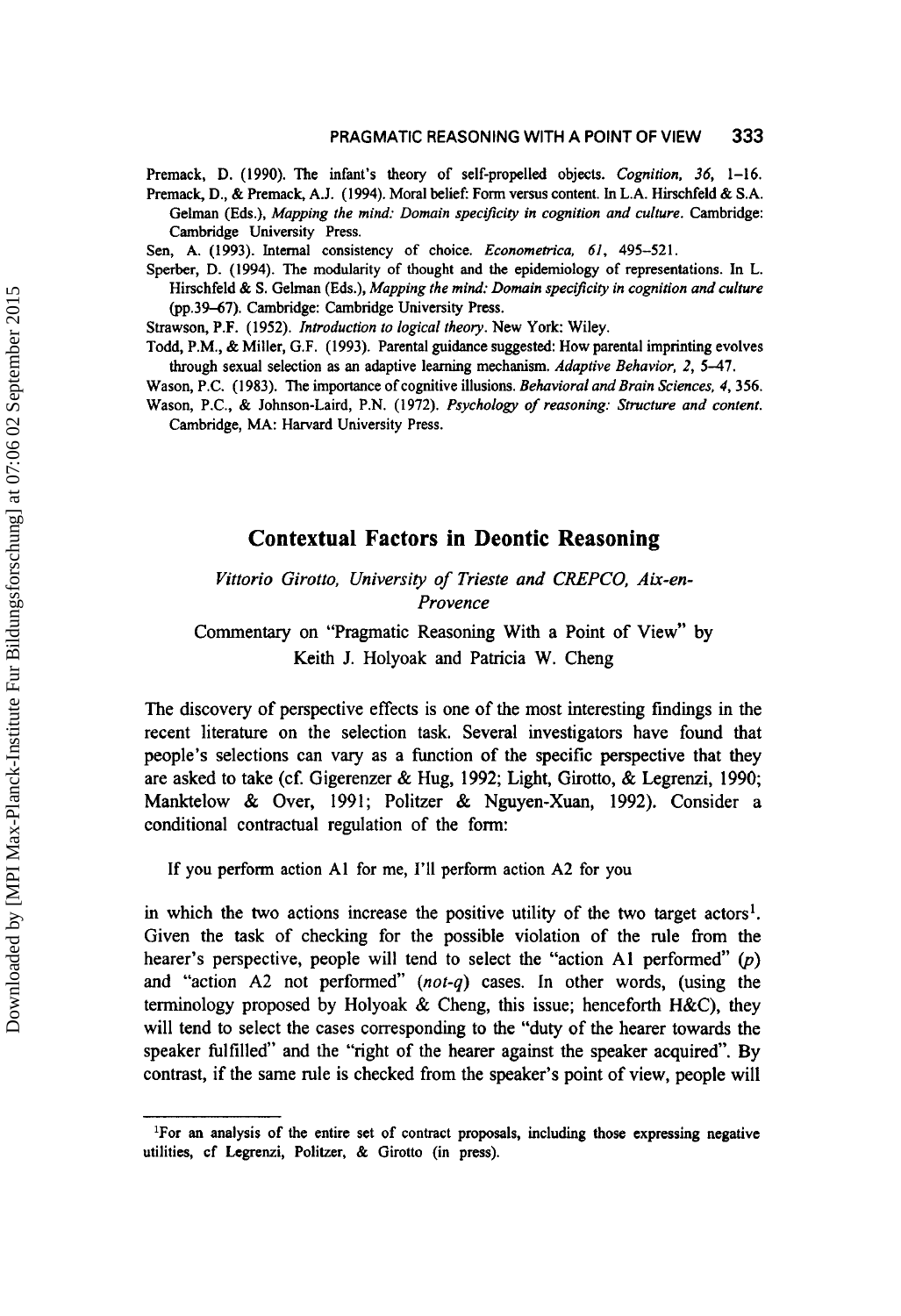Premack, D. (1990). The infant's theory of self-propelled objects. *Cognition, 36*, 1–16.

Premack, D., & Premack, A.J. (1994). Moral belief: Form versus content. In L.A. Hirschfeld & S.A. Gelman (Eds.), *Mapping the mind: Domain specificity in cognition and culture*. Cambridge: Cambridge University Press.

Sen, A. (1993). Internal consistency of choice. *Econometrica, 61*, 495–521.

Sperber, D. (1994). The modularity of thought and the epidemiology of representations. In L. Hirschfeld & S. Gelman (Eds.), *Mapping the mind: Domain specificity in cognition and culture* (pp.39–67). Cambridge: Cambridge University Press.

Strawson, P.F. (1952). *Introduction to logical theory*. New York: Wiley.

Todd, P.M., & Miller, G.F. (1993). Parental guidance suggested: How parental imprinting evolves through sexual selection as an adaptive learning mechanism. *Adaptive Behavior, 2*, 5–47.

Wason, P.C. (1983). The importance of cognitive illusions. *Behavioral and Brain Sciences, 4*, 356.

Wason, P.C., & Johnson-Laird, P.N. (1972). *Psychology of reasoning: Structure and content*. Cambridge, MA: Harvard University Press.

# Contextual Factors in Deontic Reasoning

*Vittorio Girotto, University of Trieste and CREPCO, Aix-en-Provence*

Commentary on "Pragmatic Reasoning With a Point of View" by Keith J. Holyoak and Patricia W. Cheng

The discovery of perspective effects is one of the most interesting findings in the recent literature on the selection task. Several investigators have found that people's selections can vary as a function of the specific perspective that they are asked to take (cf. Gigerenzer & Hug, 1992; Light, Girotto, & Legrenzi, 1990; Manktelow & Over, 1991; Politzer & Nguyen-Xuan, 1992). Consider a conditional contractual regulation of the form:

If you perform action A1 for me, I'll perform action A2 for you

in which the two actions increase the positive utility of the two target actors[1]. Given the task of checking for the possible violation of the rule from the hearer's perspective, people will tend to select the "action A1 performed" (*p*) and "action A2 not performed" (*not-q*) cases. In other words, (using the terminology proposed by Holyoak & Cheng, this issue; henceforth H&C), they will tend to select the cases corresponding to the "duty of the hearer towards the speaker fulfilled" and the "right of the hearer against the speaker acquired". By contrast, if the same rule is checked from the speaker's point of view, people will

[1]For an analysis of the entire set of contract proposals, including those expressing negative utilities, cf Legrenzi, Politzer, & Girotto (in press).